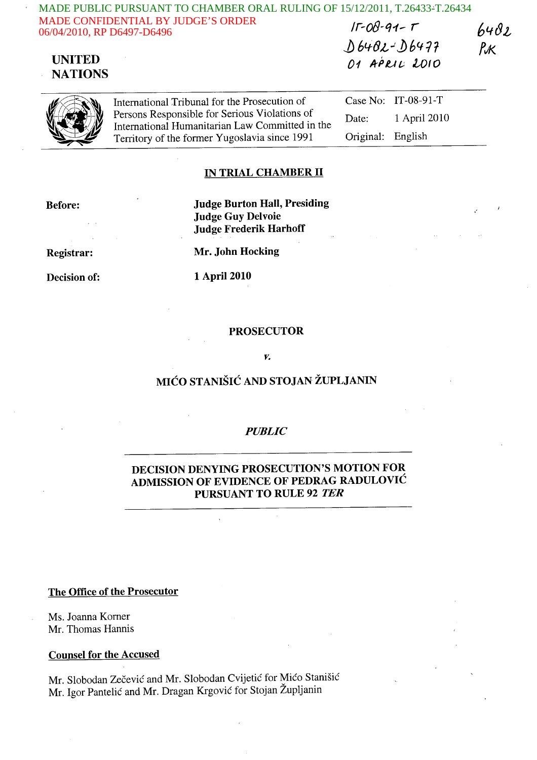MADE PUBLIC PURSUANT TO CHAMBER ORAL RULING OF 15/12/2011, T.26433-T.26434
MADE CONFIDENTIAL BY JUDGE'S ORDER 06/04/2010, RP D6497-D6496

IT-08-91-T
D6482-D6477
01 APRIL 2010

6482
PK

**UNITED NATIONS**

International Tribunal for the Prosecution of Persons Responsible for Serious Violations of International Humanitarian Law Committed in the Territory of the former Yugoslavia since 1991

| | |
|---|---|
| Case No: | IT-08-91-T |
| Date: | 1 April 2010 |
| Original: | English |

## IN TRIAL CHAMBER II

**Before:** **Judge Burton Hall, Presiding**
**Judge Guy Delvoie**
**Judge Frederik Harhoff**

**Registrar:** **Mr. John Hocking**

**Decision of:** **1 April 2010**

**PROSECUTOR**

***v.***

**MIĆO STANIŠIĆ AND STOJAN ŽUPLJANIN**

***PUBLIC***

## DECISION DENYING PROSECUTION'S MOTION FOR ADMISSION OF EVIDENCE OF PEDRAG RADULOVIĆ PURSUANT TO RULE 92 *TER*

**The Office of the Prosecutor**

Ms. Joanna Korner
Mr. Thomas Hannis

**Counsel for the Accused**

Mr. Slobodan Zečević and Mr. Slobodan Cvijetić for Mićo Stanišić
Mr. Igor Pantelić and Mr. Dragan Krgović for Stojan Župljanin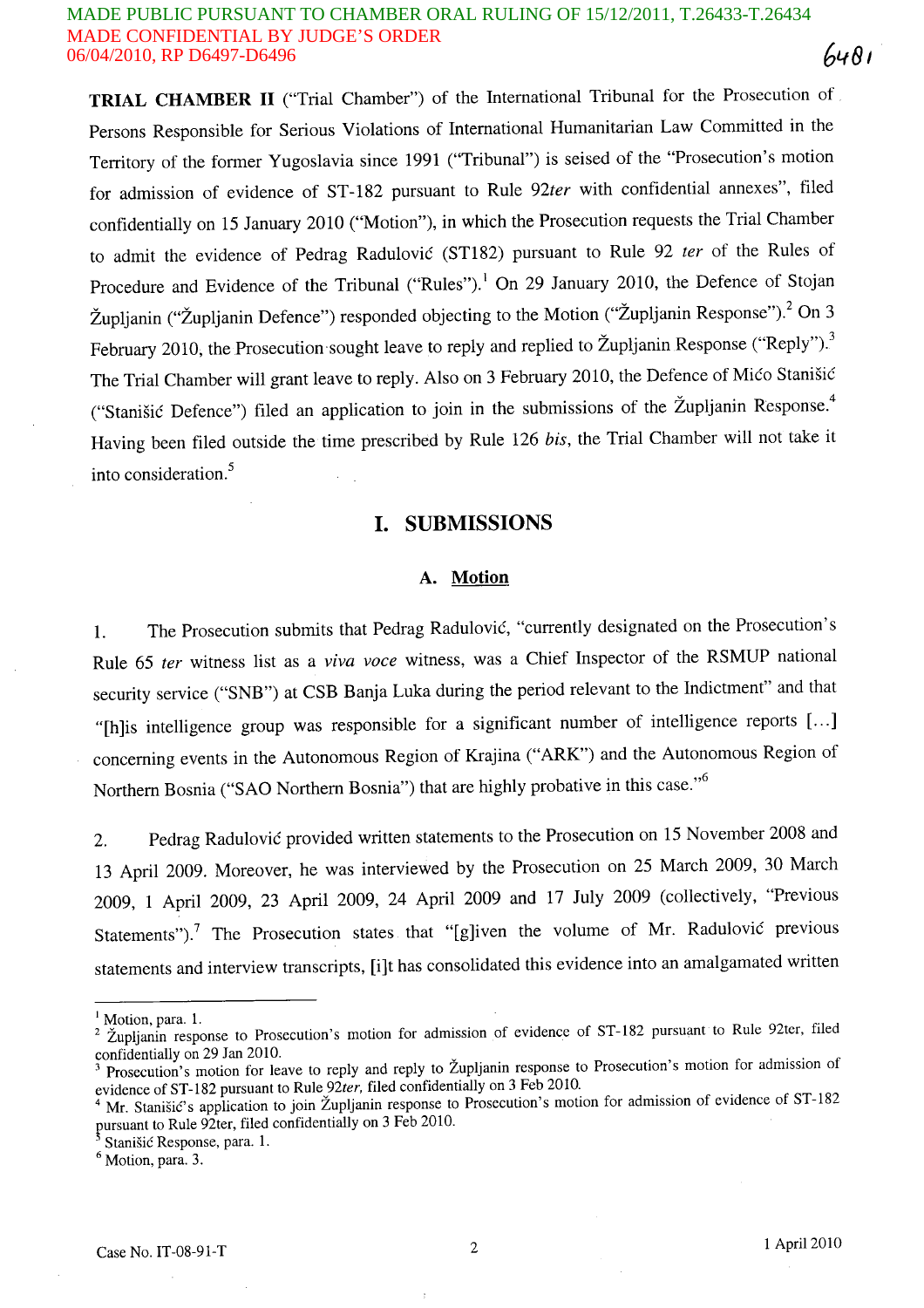**TRIAL CHAMBER II** ("Trial Chamber") of the International Tribunal for the Prosecution of Persons Responsible for Serious Violations of International Humanitarian Law Committed in the Territory of the former Yugoslavia since 1991 ("Tribunal") is seised of the "Prosecution's motion for admission of evidence of ST-182 pursuant to Rule 92*ter* with confidential annexes", filed confidentially on 15 January 2010 ("Motion"), in which the Prosecution requests the Trial Chamber to admit the evidence of Pedrag Radulović (ST182) pursuant to Rule 92 *ter* of the Rules of Procedure and Evidence of the Tribunal ("Rules").[1] On 29 January 2010, the Defence of Stojan Župljanin ("Župljanin Defence") responded objecting to the Motion ("Župljanin Response").[2] On 3 February 2010, the Prosecution sought leave to reply and replied to Župljanin Response ("Reply").[3] The Trial Chamber will grant leave to reply. Also on 3 February 2010, the Defence of Mićo Stanišić ("Stanišić Defence") filed an application to join in the submissions of the Župljanin Response.[4] Having been filed outside the time prescribed by Rule 126 *bis*, the Trial Chamber will not take it into consideration.[5]

## I. SUBMISSIONS

### A. Motion

1. The Prosecution submits that Pedrag Radulović, "currently designated on the Prosecution's Rule 65 *ter* witness list as a *viva voce* witness, was a Chief Inspector of the RSMUP national security service ("SNB") at CSB Banja Luka during the period relevant to the Indictment" and that "[h]is intelligence group was responsible for a significant number of intelligence reports […] concerning events in the Autonomous Region of Krajina ("ARK") and the Autonomous Region of Northern Bosnia ("SAO Northern Bosnia") that are highly probative in this case."[6]

2. Pedrag Radulović provided written statements to the Prosecution on 15 November 2008 and 13 April 2009. Moreover, he was interviewed by the Prosecution on 25 March 2009, 30 March 2009, 1 April 2009, 23 April 2009, 24 April 2009 and 17 July 2009 (collectively, "Previous Statements").[7] The Prosecution states that "[g]iven the volume of Mr. Radulović previous statements and interview transcripts, [i]t has consolidated this evidence into an amalgamated written

---

[1] Motion, para. 1.

[2] Župljanin response to Prosecution's motion for admission of evidence of ST-182 pursuant to Rule 92ter, filed confidentially on 29 Jan 2010.

[3] Prosecution's motion for leave to reply and reply to Župljanin response to Prosecution's motion for admission of evidence of ST-182 pursuant to Rule 92*ter*, filed confidentially on 3 Feb 2010.

[4] Mr. Stanišić's application to join Župljanin response to Prosecution's motion for admission of evidence of ST-182 pursuant to Rule 92ter, filed confidentially on 3 Feb 2010.

[5] Stanišić Response, para. 1.

[6] Motion, para. 3.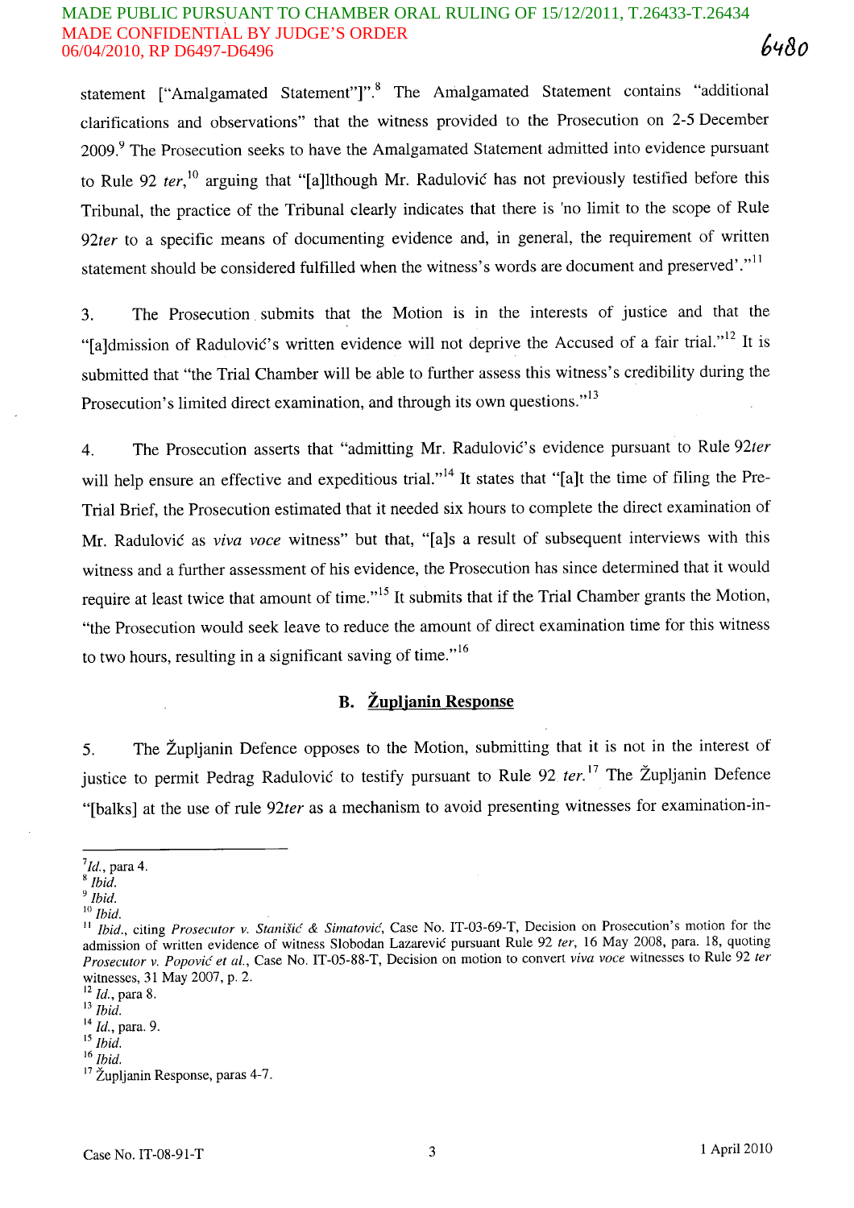statement ["Amalgamated Statement"]".[8] The Amalgamated Statement contains "additional clarifications and observations" that the witness provided to the Prosecution on 2-5 December 2009.[9] The Prosecution seeks to have the Amalgamated Statement admitted into evidence pursuant to Rule 92 *ter*,[10] arguing that "[a]lthough Mr. Radulović has not previously testified before this Tribunal, the practice of the Tribunal clearly indicates that there is 'no limit to the scope of Rule 92*ter* to a specific means of documenting evidence and, in general, the requirement of written statement should be considered fulfilled when the witness's words are document and preserved'."[11]

3. The Prosecution submits that the Motion is in the interests of justice and that the "[a]dmission of Radulović's written evidence will not deprive the Accused of a fair trial."[12] It is submitted that "the Trial Chamber will be able to further assess this witness's credibility during the Prosecution's limited direct examination, and through its own questions."[13]

4. The Prosecution asserts that "admitting Mr. Radulović's evidence pursuant to Rule 92*ter* will help ensure an effective and expeditious trial."[14] It states that "[a]t the time of filing the Pre-Trial Brief, the Prosecution estimated that it needed six hours to complete the direct examination of Mr. Radulović as *viva voce* witness" but that, "[a]s a result of subsequent interviews with this witness and a further assessment of his evidence, the Prosecution has since determined that it would require at least twice that amount of time."[15] It submits that if the Trial Chamber grants the Motion, "the Prosecution would seek leave to reduce the amount of direct examination time for this witness to two hours, resulting in a significant saving of time."[16]

### B. Župljanin Response

5. The Župljanin Defence opposes to the Motion, submitting that it is not in the interest of justice to permit Pedrag Radulović to testify pursuant to Rule 92 *ter*.[17] The Župljanin Defence "[balks] at the use of rule 92*ter* as a mechanism to avoid presenting witnesses for examination-in-

---

[7] *Id.*, para 4.
[8] *Ibid.*
[9] *Ibid.*
[10] *Ibid.*
[11] *Ibid.*, citing *Prosecutor v. Stanišić & Simatović*, Case No. IT-03-69-T, Decision on Prosecution's motion for the admission of written evidence of witness Slobodan Lazarević pursuant Rule 92 *ter*, 16 May 2008, para. 18, quoting *Prosecutor v. Popović et al.*, Case No. IT-05-88-T, Decision on motion to convert *viva voce* witnesses to Rule 92 *ter* witnesses, 31 May 2007, p. 2.
[12] *Id.*, para 8.
[13] *Ibid.*
[14] *Id.*, para. 9.
[15] *Ibid.*
[16] *Ibid.*
[17] Župljanin Response, paras 4-7.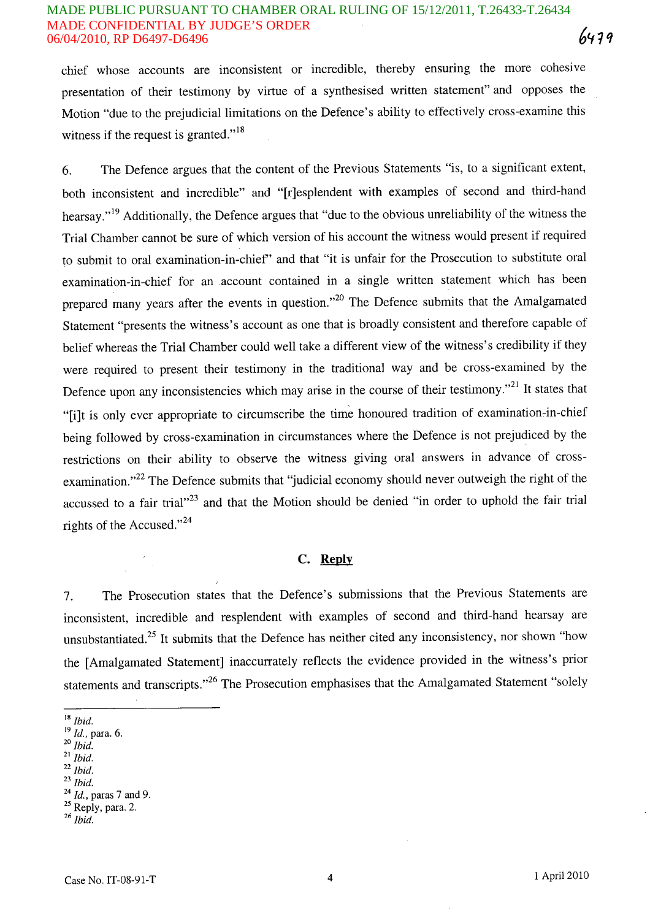chief whose accounts are inconsistent or incredible, thereby ensuring the more cohesive presentation of their testimony by virtue of a synthesised written statement" and opposes the Motion "due to the prejudicial limitations on the Defence's ability to effectively cross-examine this witness if the request is granted."[18]

6. The Defence argues that the content of the Previous Statements "is, to a significant extent, both inconsistent and incredible" and "[r]esplendent with examples of second and third-hand hearsay."[19] Additionally, the Defence argues that "due to the obvious unreliability of the witness the Trial Chamber cannot be sure of which version of his account the witness would present if required to submit to oral examination-in-chief" and that "it is unfair for the Prosecution to substitute oral examination-in-chief for an account contained in a single written statement which has been prepared many years after the events in question."[20] The Defence submits that the Amalgamated Statement "presents the witness's account as one that is broadly consistent and therefore capable of belief whereas the Trial Chamber could well take a different view of the witness's credibility if they were required to present their testimony in the traditional way and be cross-examined by the Defence upon any inconsistencies which may arise in the course of their testimony."[21] It states that "[i]t is only ever appropriate to circumscribe the time honoured tradition of examination-in-chief being followed by cross-examination in circumstances where the Defence is not prejudiced by the restrictions on their ability to observe the witness giving oral answers in advance of cross-examination."[22] The Defence submits that "judicial economy should never outweigh the right of the accussed to a fair trial"[23] and that the Motion should be denied "in order to uphold the fair trial rights of the Accused."[24]

### C. Reply

7. The Prosecution states that the Defence's submissions that the Previous Statements are inconsistent, incredible and resplendent with examples of second and third-hand hearsay are unsubstantiated.[25] It submits that the Defence has neither cited any inconsistency, nor shown "how the [Amalgamated Statement] inaccurately reflects the evidence provided in the witness's prior statements and transcripts."[26] The Prosecution emphasises that the Amalgamated Statement "solely

---

[18] *Ibid.*
[19] *Id.*, para. 6.
[20] *Ibid.*
[21] *Ibid.*
[22] *Ibid.*
[23] *Ibid.*
[24] *Id.*, paras 7 and 9.
[25] Reply, para. 2.
[26] *Ibid.*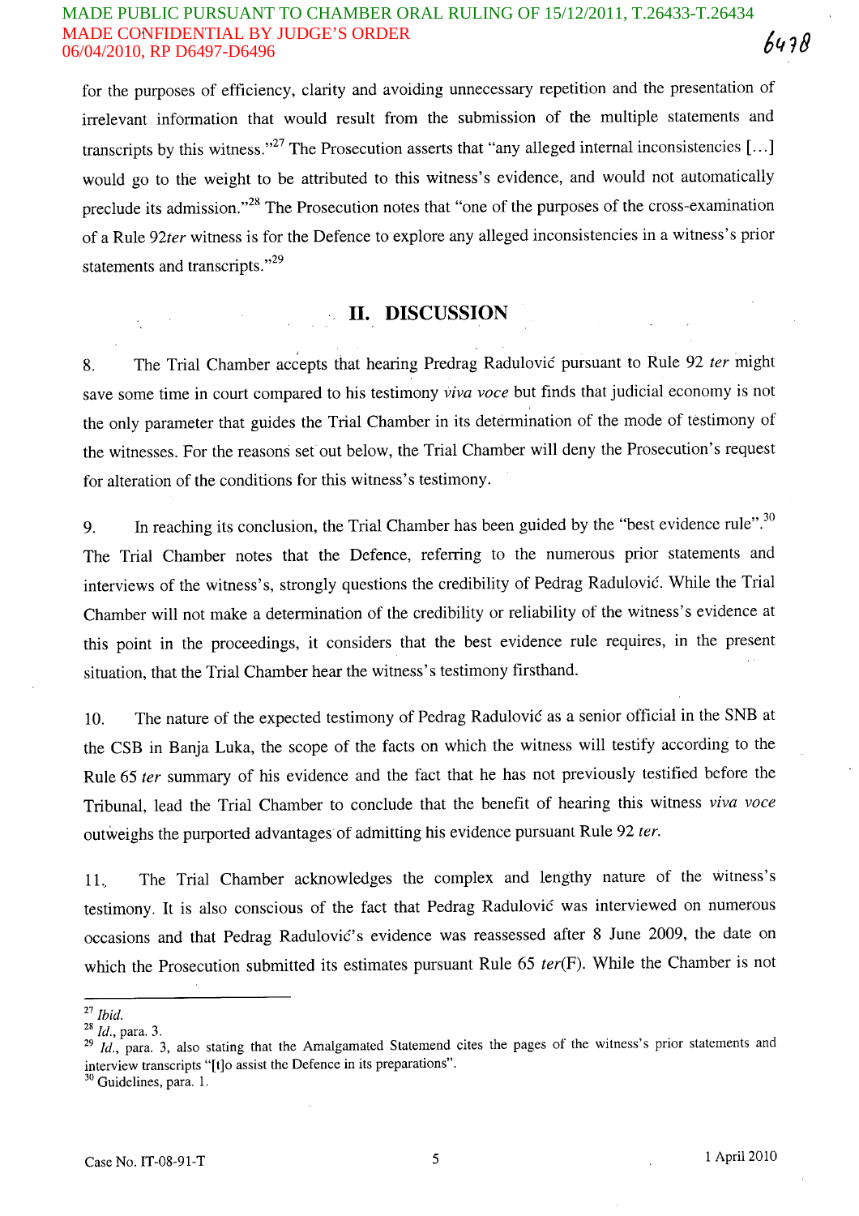for the purposes of efficiency, clarity and avoiding unnecessary repetition and the presentation of irrelevant information that would result from the submission of the multiple statements and transcripts by this witness."[27] The Prosecution asserts that "any alleged internal inconsistencies [...] would go to the weight to be attributed to this witness's evidence, and would not automatically preclude its admission."[28] The Prosecution notes that "one of the purposes of the cross-examination of a Rule 92*ter* witness is for the Defence to explore any alleged inconsistencies in a witness's prior statements and transcripts."[29]

## II. DISCUSSION

8. The Trial Chamber accepts that hearing Predrag Radulović pursuant to Rule 92 *ter* might save some time in court compared to his testimony *viva voce* but finds that judicial economy is not the only parameter that guides the Trial Chamber in its determination of the mode of testimony of the witnesses. For the reasons set out below, the Trial Chamber will deny the Prosecution's request for alteration of the conditions for this witness's testimony.

9. In reaching its conclusion, the Trial Chamber has been guided by the "best evidence rule".[30] The Trial Chamber notes that the Defence, referring to the numerous prior statements and interviews of the witness's, strongly questions the credibility of Pedrag Radulović. While the Trial Chamber will not make a determination of the credibility or reliability of the witness's evidence at this point in the proceedings, it considers that the best evidence rule requires, in the present situation, that the Trial Chamber hear the witness's testimony firsthand.

10. The nature of the expected testimony of Pedrag Radulović as a senior official in the SNB at the CSB in Banja Luka, the scope of the facts on which the witness will testify according to the Rule 65 *ter* summary of his evidence and the fact that he has not previously testified before the Tribunal, lead the Trial Chamber to conclude that the benefit of hearing this witness *viva voce* outweighs the purported advantages of admitting his evidence pursuant Rule 92 *ter*.

11. The Trial Chamber acknowledges the complex and lengthy nature of the witness's testimony. It is also conscious of the fact that Pedrag Radulović was interviewed on numerous occasions and that Pedrag Radulović's evidence was reassessed after 8 June 2009, the date on which the Prosecution submitted its estimates pursuant Rule 65 *ter*(F). While the Chamber is not

---

[27] *Ibid.*

[28] *Id.*, para. 3.

[29] *Id.*, para. 3, also stating that the Amalgamated Statemend cites the pages of the witness's prior statements and interview transcripts "[t]o assist the Defence in its preparations".

[30] Guidelines, para. 1.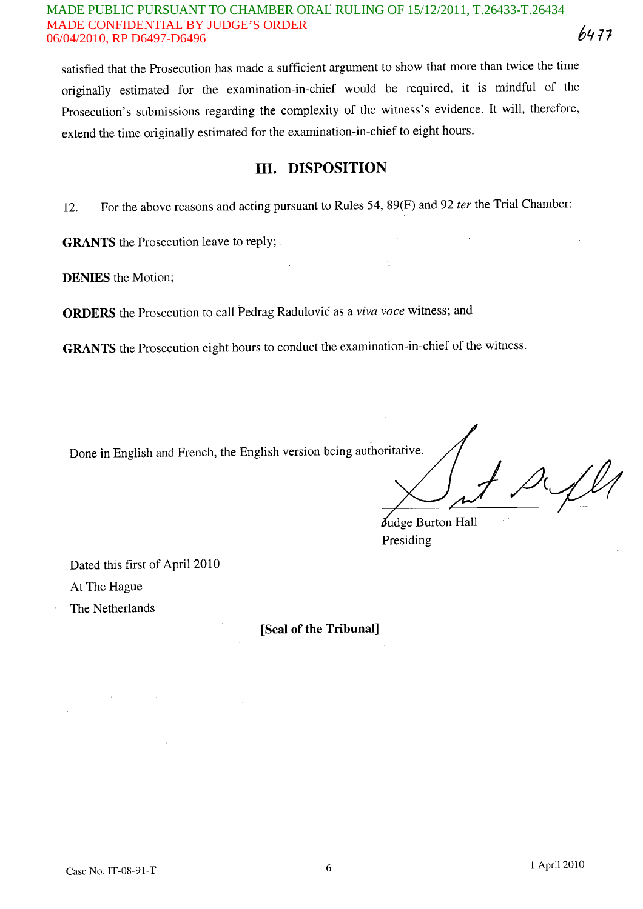satisfied that the Prosecution has made a sufficient argument to show that more than twice the time originally estimated for the examination-in-chief would be required, it is mindful of the Prosecution's submissions regarding the complexity of the witness's evidence. It will, therefore, extend the time originally estimated for the examination-in-chief to eight hours.

## III. DISPOSITION

12. For the above reasons and acting pursuant to Rules 54, 89(F) and 92 *ter* the Trial Chamber:

**GRANTS** the Prosecution leave to reply;

**DENIES** the Motion;

**ORDERS** the Prosecution to call Pedrag Radulović as a *viva voce* witness; and

**GRANTS** the Prosecution eight hours to conduct the examination-in-chief of the witness.

Done in English and French, the English version being authoritative.

Judge Burton Hall
Presiding

Dated this first of April 2010
At The Hague
The Netherlands

**[Seal of the Tribunal]**